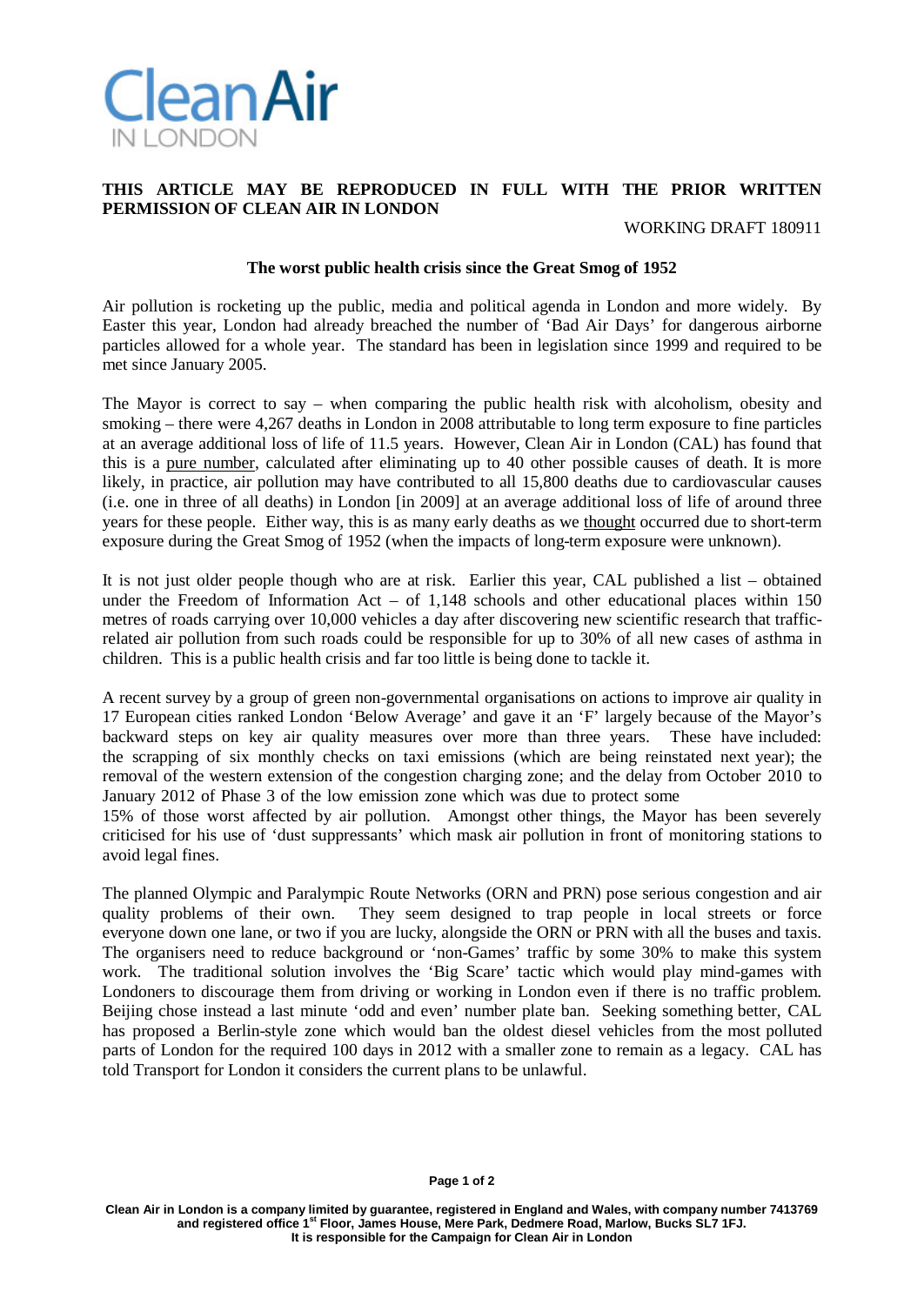Clean Air IN LONDON

**THIS ARTICLE MAY BE REPRODUCED IN FULL WITH THE PRIOR WRITTEN PERMISSION OF CLEAN AIR IN LONDON**

WORKING DRAFT 180911

**The worst public health crisis since the Great Smog of 1952**

Air pollution is rocketing up the public, media and political agenda in London and more widely. By Easter this year, London had already breached the number of 'Bad Air Days' for dangerous airborne particles allowed for a whole year. The standard has been in legislation since 1999 and required to be met since January 2005.

The Mayor is correct to say – when comparing the public health risk with alcoholism, obesity and smoking – there were 4,267 deaths in London in 2008 attributable to long term exposure to fine particles at an average additional loss of life of 11.5 years. However, Clean Air in London (CAL) has found that this is a pure number, calculated after eliminating up to 40 other possible causes of death. It is more likely, in practice, air pollution may have contributed to all 15,800 deaths due to cardiovascular causes (i.e. one in three of all deaths) in London [in 2009] at an average additional loss of life of around three years for these people. Either way, this is as many early deaths as we thought occurred due to short-term exposure during the Great Smog of 1952 (when the impacts of long-term exposure were unknown).

It is not just older people though who are at risk. Earlier this year, CAL published a list – obtained under the Freedom of Information Act – of 1,148 schools and other educational places within 150 metres of roads carrying over 10,000 vehicles a day after discovering new scientific research that traffic-related air pollution from such roads could be responsible for up to 30% of all new cases of asthma in children. This is a public health crisis and far too little is being done to tackle it.

A recent survey by a group of green non-governmental organisations on actions to improve air quality in 17 European cities ranked London 'Below Average' and gave it an 'F' largely because of the Mayor's backward steps on key air quality measures over more than three years. These have included: the scrapping of six monthly checks on taxi emissions (which are being reinstated next year); the removal of the western extension of the congestion charging zone; and the delay from October 2010 to January 2012 of Phase 3 of the low emission zone which was due to protect some 15% of those worst affected by air pollution. Amongst other things, the Mayor has been severely criticised for his use of 'dust suppressants' which mask air pollution in front of monitoring stations to avoid legal fines.

The planned Olympic and Paralympic Route Networks (ORN and PRN) pose serious congestion and air quality problems of their own. They seem designed to trap people in local streets or force everyone down one lane, or two if you are lucky, alongside the ORN or PRN with all the buses and taxis. The organisers need to reduce background or 'non-Games' traffic by some 30% to make this system work. The traditional solution involves the 'Big Scare' tactic which would play mind-games with Londoners to discourage them from driving or working in London even if there is no traffic problem. Beijing chose instead a last minute 'odd and even' number plate ban. Seeking something better, CAL has proposed a Berlin-style zone which would ban the oldest diesel vehicles from the most polluted parts of London for the required 100 days in 2012 with a smaller zone to remain as a legacy. CAL has told Transport for London it considers the current plans to be unlawful.

**Clean Air in London is a company limited by guarantee, registered in England and Wales, with company number 7413769 and registered office 1st Floor, James House, Mere Park, Dedmere Road, Marlow, Bucks SL7 1FJ. It is responsible for the Campaign for Clean Air in London**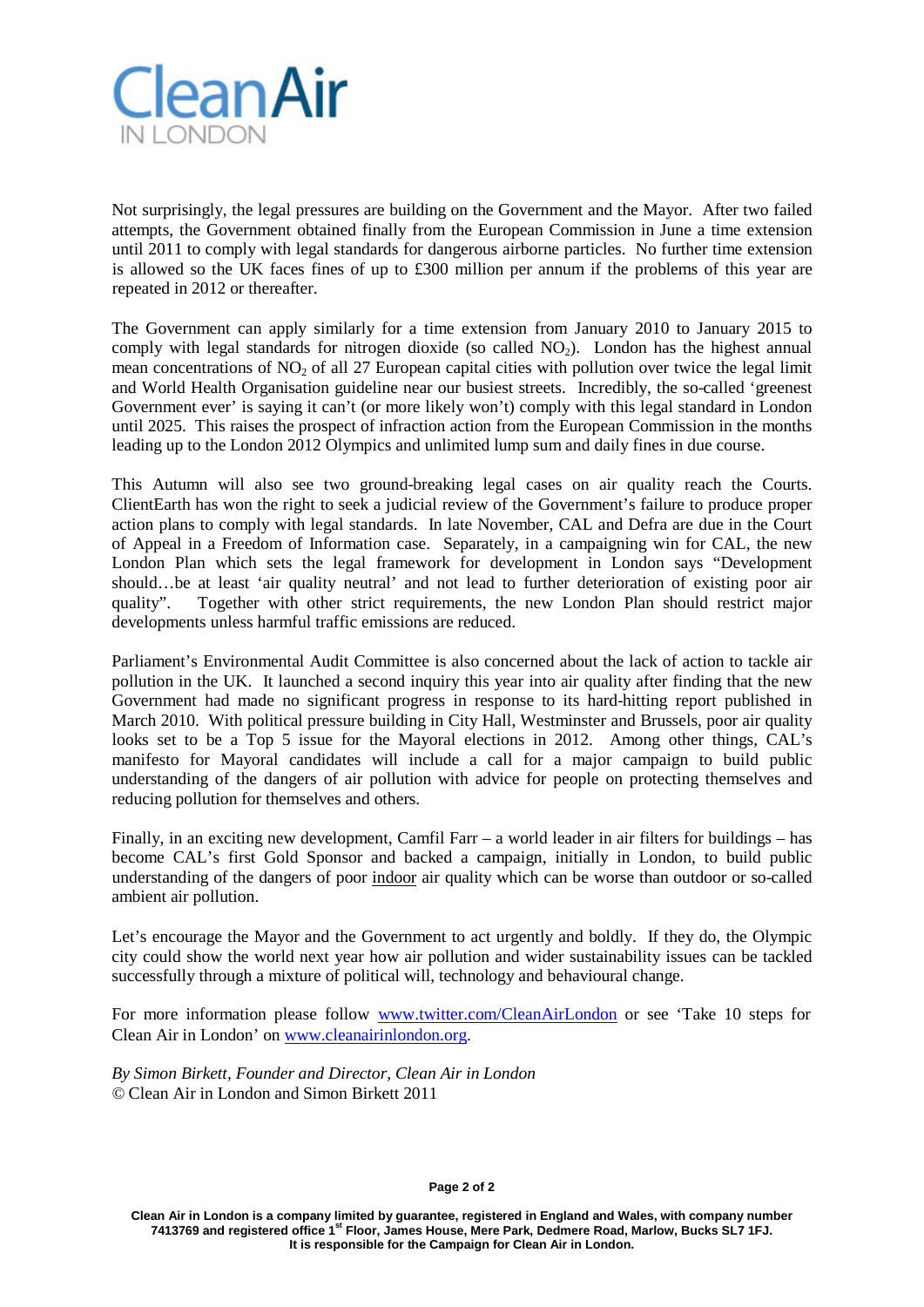Not surprisingly, the legal pressures are building on the Government and the Mayor. After two failed attempts, the Government obtained finally from the European Commission in June a time extension until 2011 to comply with legal standards for dangerous airborne particles. No further time extension is allowed so the UK faces fines of up to £300 million per annum if the problems of this year are repeated in 2012 or thereafter.

The Government can apply similarly for a time extension from January 2010 to January 2015 to comply with legal standards for nitrogen dioxide (so called $NO_2$). London has the highest annual mean concentrations of $NO_2$ of all 27 European capital cities with pollution over twice the legal limit and World Health Organisation guideline near our busiest streets. Incredibly, the so-called 'greenest Government ever' is saying it can't (or more likely won't) comply with this legal standard in London until 2025. This raises the prospect of infraction action from the European Commission in the months leading up to the London 2012 Olympics and unlimited lump sum and daily fines in due course.

This Autumn will also see two ground-breaking legal cases on air quality reach the Courts. ClientEarth has won the right to seek a judicial review of the Government's failure to produce proper action plans to comply with legal standards. In late November, CAL and Defra are due in the Court of Appeal in a Freedom of Information case. Separately, in a campaigning win for CAL, the new London Plan which sets the legal framework for development in London says "Development should…be at least 'air quality neutral' and not lead to further deterioration of existing poor air quality". Together with other strict requirements, the new London Plan should restrict major developments unless harmful traffic emissions are reduced.

Parliament's Environmental Audit Committee is also concerned about the lack of action to tackle air pollution in the UK. It launched a second inquiry this year into air quality after finding that the new Government had made no significant progress in response to its hard-hitting report published in March 2010. With political pressure building in City Hall, Westminster and Brussels, poor air quality looks set to be a Top 5 issue for the Mayoral elections in 2012. Among other things, CAL's manifesto for Mayoral candidates will include a call for a major campaign to build public understanding of the dangers of air pollution with advice for people on protecting themselves and reducing pollution for themselves and others.

Finally, in an exciting new development, Camfil Farr – a world leader in air filters for buildings – has become CAL's first Gold Sponsor and backed a campaign, initially in London, to build public understanding of the dangers of poor indoor air quality which can be worse than outdoor or so-called ambient air pollution.

Let's encourage the Mayor and the Government to act urgently and boldly. If they do, the Olympic city could show the world next year how air pollution and wider sustainability issues can be tackled successfully through a mixture of political will, technology and behavioural change.

For more information please follow www.twitter.com/CleanAirLondon or see 'Take 10 steps for Clean Air in London' on www.cleanairinlondon.org.

*By Simon Birkett, Founder and Director, Clean Air in London*
© Clean Air in London and Simon Birkett 2011

**Clean Air in London is a company limited by guarantee, registered in England and Wales, with company number 7413769 and registered office 1st Floor, James House, Mere Park, Dedmere Road, Marlow, Bucks SL7 1FJ. It is responsible for the Campaign for Clean Air in London.**